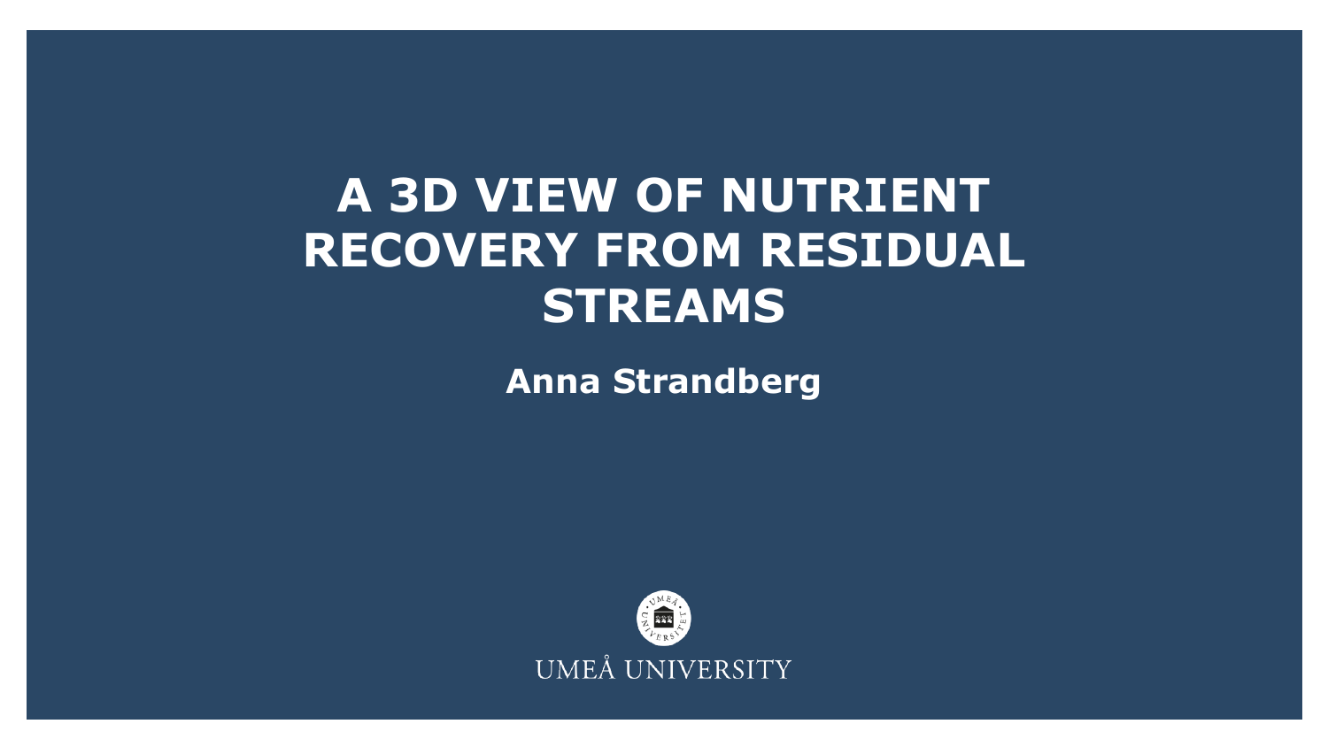# A 3D VIEW OF NUTRIENT RECOVERY FROM RESIDUAL STREAMS

**Anna Strandberg**

UMEÅ UNIVERSITY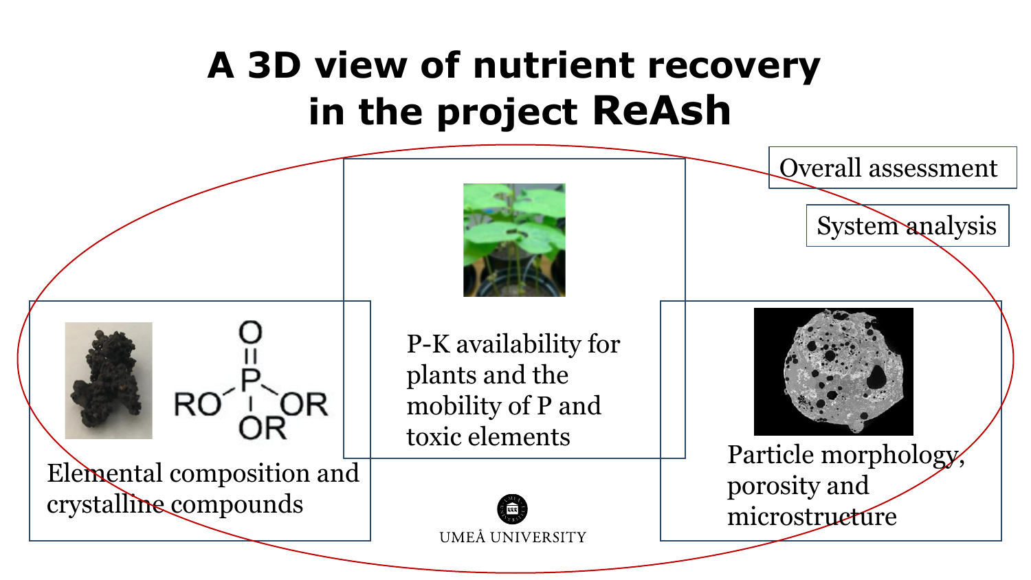# A 3D view of nutrient recovery in the project ReAsh

Overall assessment

System analysis

P-K availability for plants and the mobility of P and toxic elements

Elemental composition and crystalline compounds

Particle morphology, porosity and microstructure

UMEÅ UNIVERSITY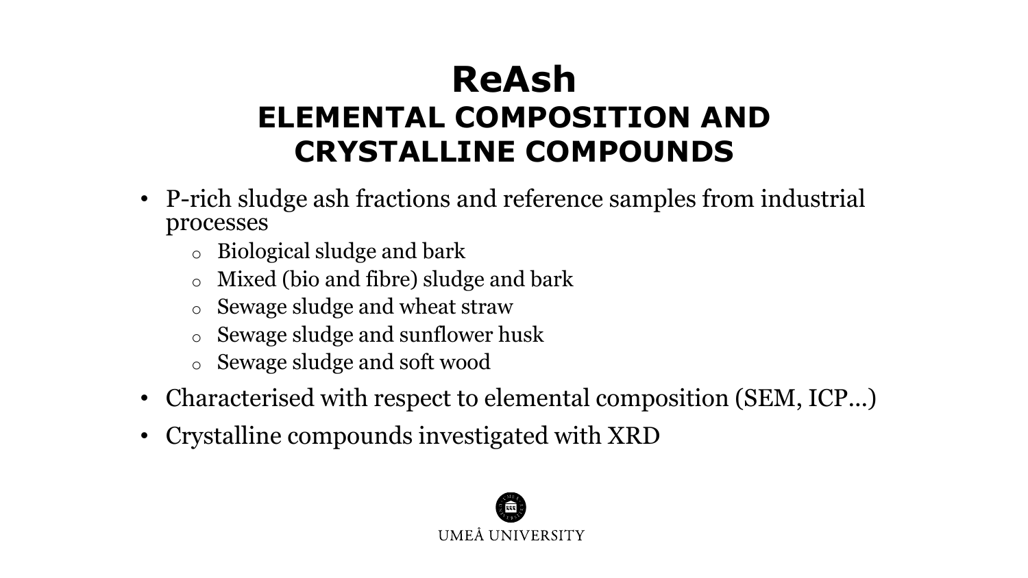# ReAsh

## ELEMENTAL COMPOSITION AND CRYSTALLINE COMPOUNDS

- P-rich sludge ash fractions and reference samples from industrial processes
  - Biological sludge and bark
  - Mixed (bio and fibre) sludge and bark
  - Sewage sludge and wheat straw
  - Sewage sludge and sunflower husk
  - Sewage sludge and soft wood
- Characterised with respect to elemental composition (SEM, ICP…)
- Crystalline compounds investigated with XRD

UMEÅ UNIVERSITY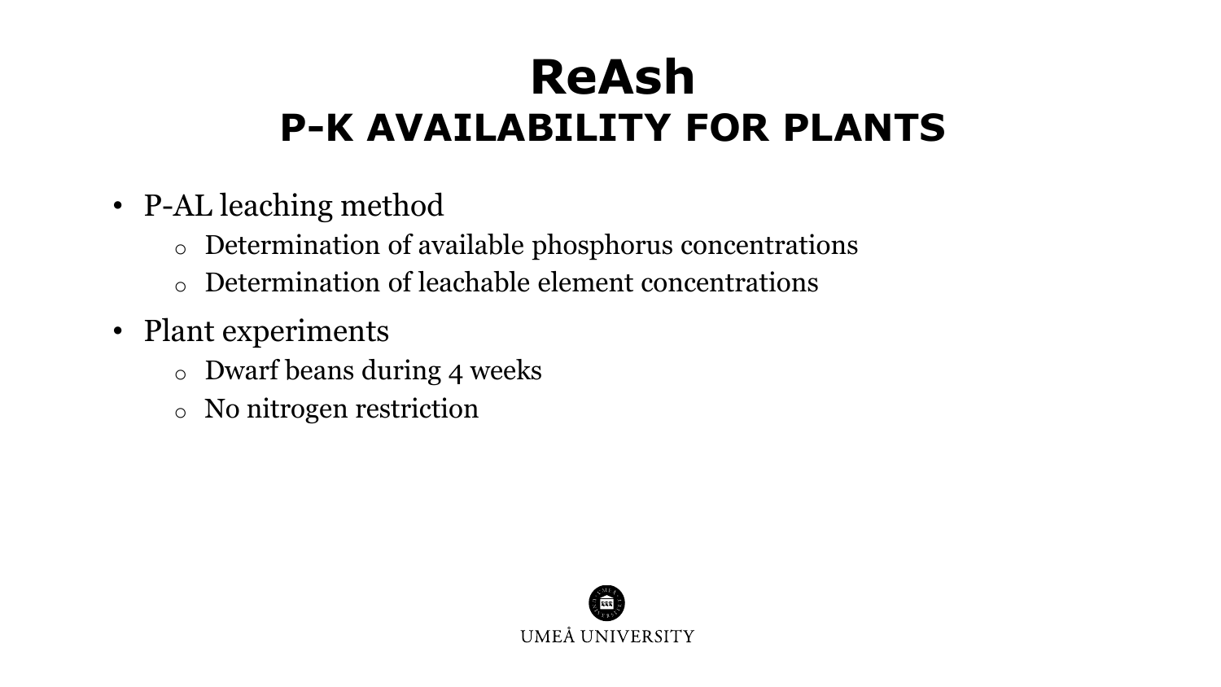# ReAsh

## P-K AVAILABILITY FOR PLANTS

- P-AL leaching method
  - Determination of available phosphorus concentrations
  - Determination of leachable element concentrations
- Plant experiments
  - Dwarf beans during 4 weeks
  - No nitrogen restriction

UMEÅ UNIVERSITY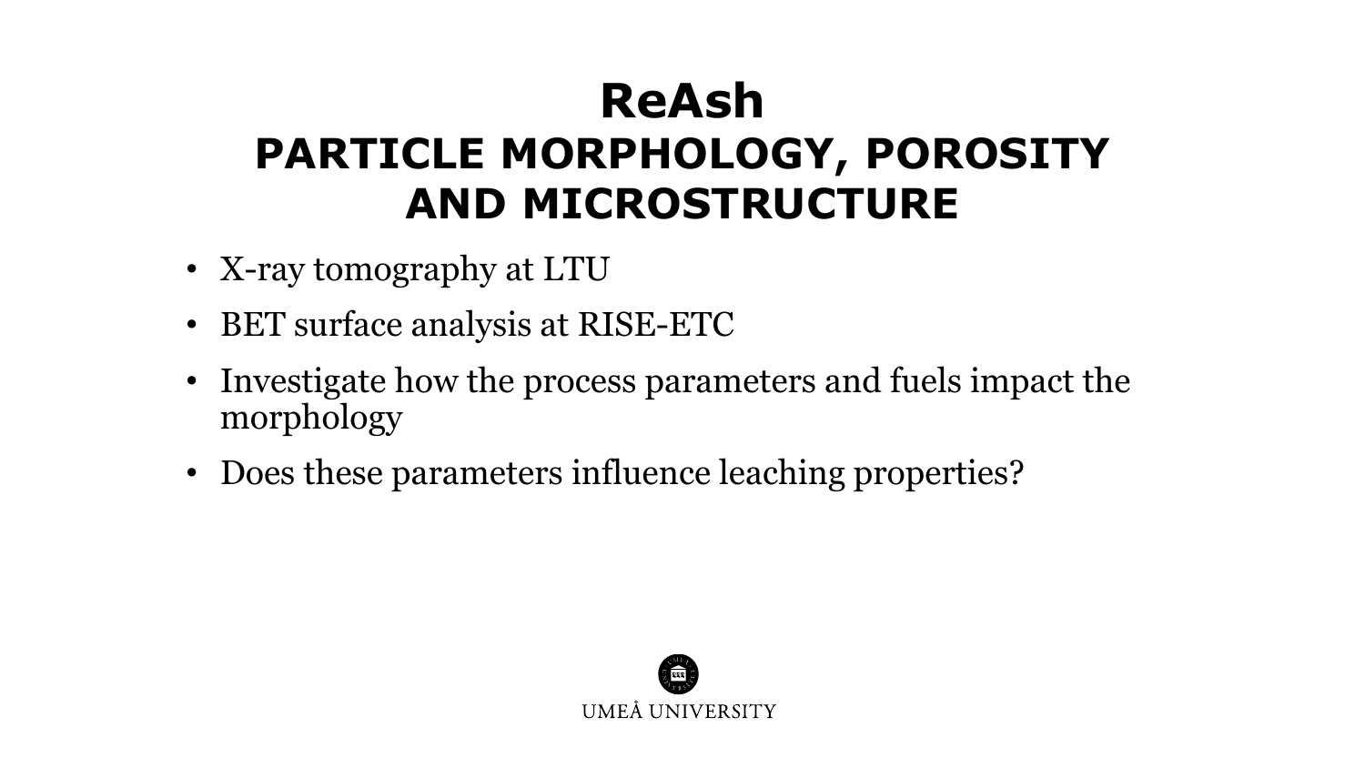# ReAsh
## PARTICLE MORPHOLOGY, POROSITY AND MICROSTRUCTURE

- X-ray tomography at LTU
- BET surface analysis at RISE-ETC
- Investigate how the process parameters and fuels impact the morphology
- Does these parameters influence leaching properties?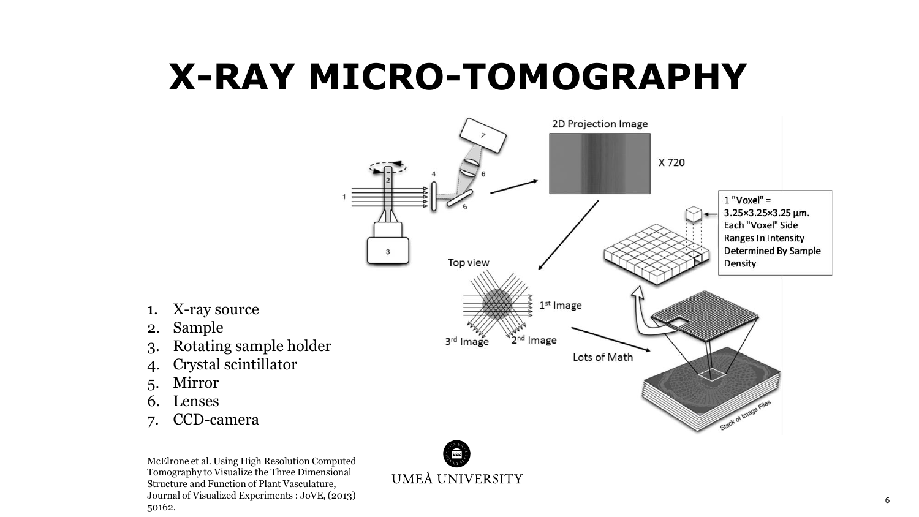# X-RAY MICRO-TOMOGRAPHY

1. X-ray source
2. Sample
3. Rotating sample holder
4. Crystal scintillator
5. Mirror
6. Lenses
7. CCD-camera

McElrone et al. Using High Resolution Computed Tomography to Visualize the Three Dimensional Structure and Function of Plant Vasculature, Journal of Visualized Experiments : JoVE, (2013) 50162.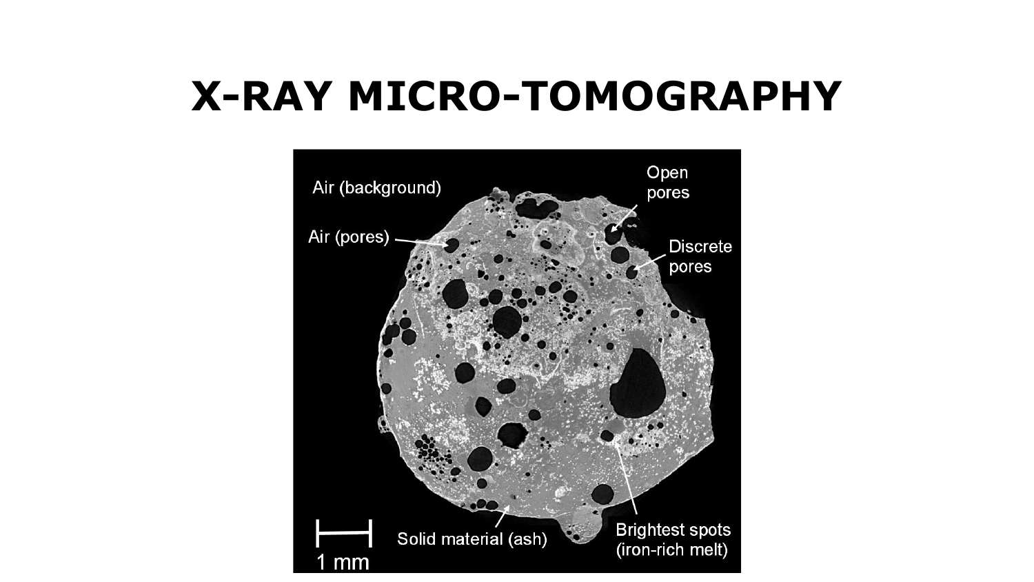# X-RAY MICRO-TOMOGRAPHY

Air (background)

Open pores

Air (pores)

Discrete pores

1 mm

Solid material (ash)

Brightest spots (iron-rich melt)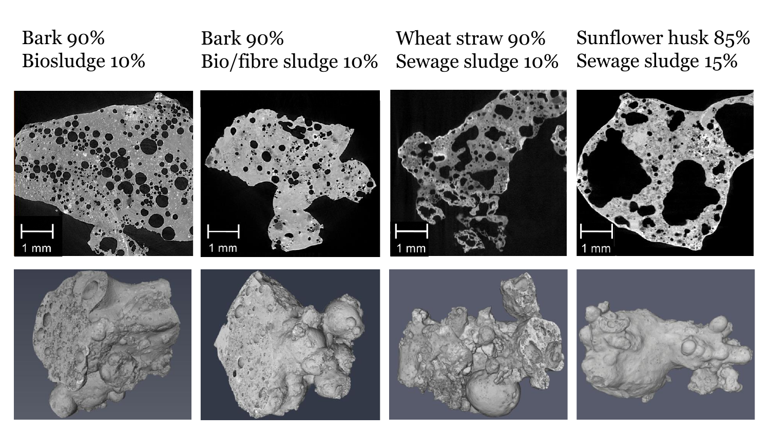Bark 90%
Biosludge 10%

Bark 90%
Bio/fibre sludge 10%

Wheat straw 90%
Sewage sludge 10%

Sunflower husk 85%
Sewage sludge 15%

1 mm

1 mm

1 mm

1 mm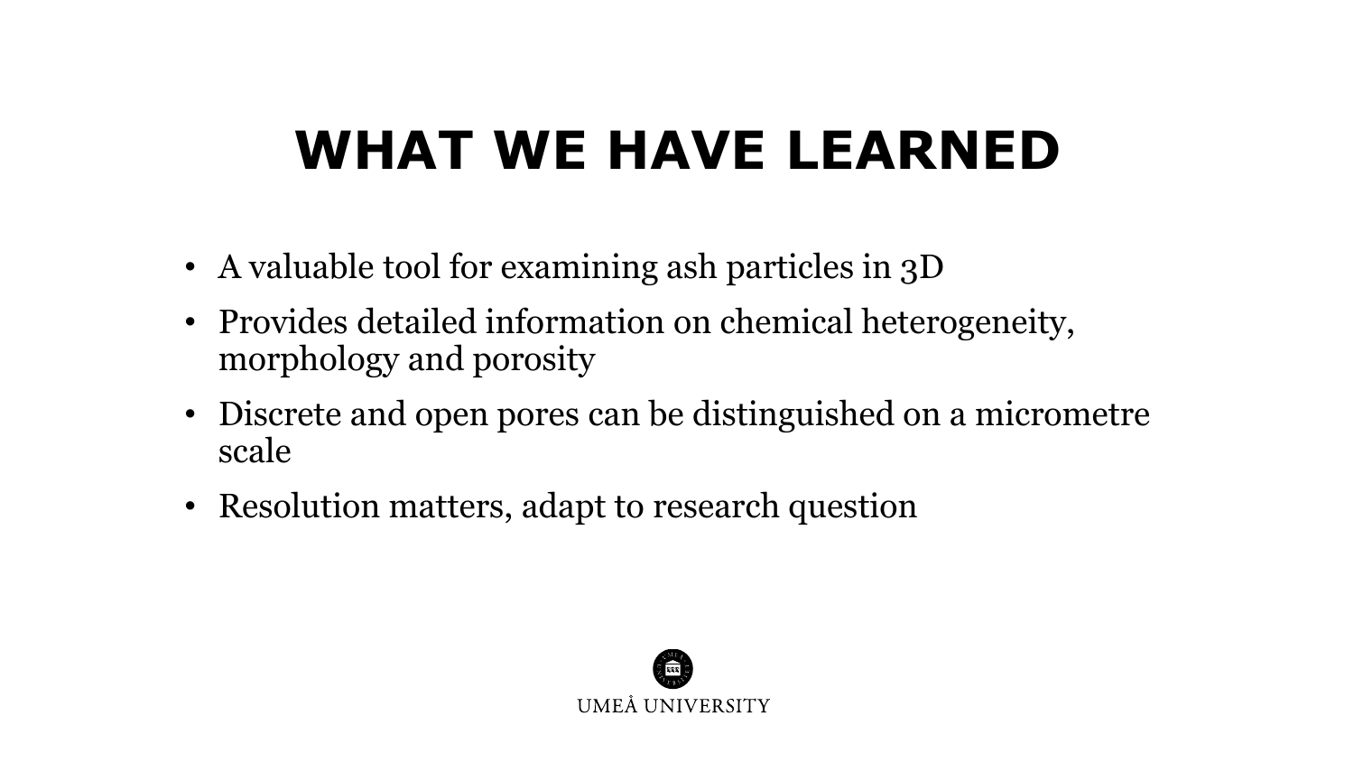# WHAT WE HAVE LEARNED

- A valuable tool for examining ash particles in 3D
- Provides detailed information on chemical heterogeneity, morphology and porosity
- Discrete and open pores can be distinguished on a micrometre scale
- Resolution matters, adapt to research question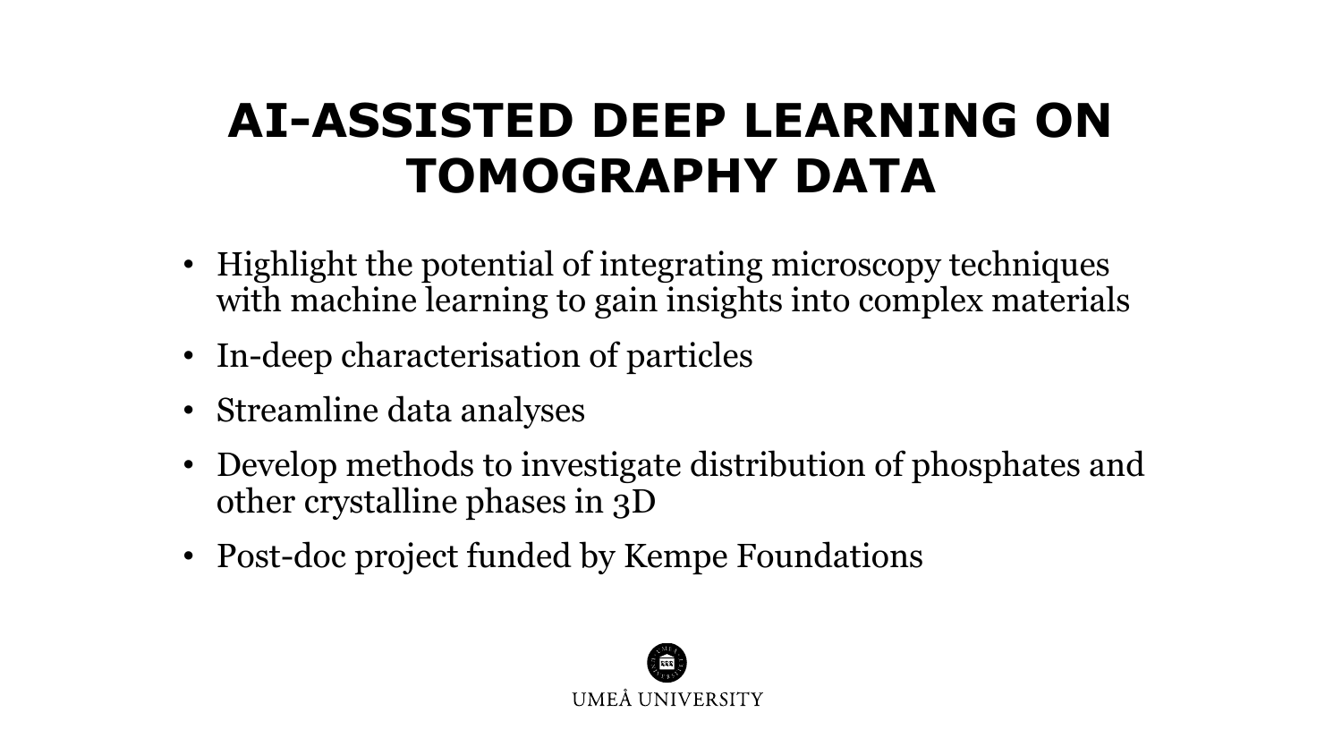# AI-ASSISTED DEEP LEARNING ON TOMOGRAPHY DATA

- Highlight the potential of integrating microscopy techniques with machine learning to gain insights into complex materials
- In-deep characterisation of particles
- Streamline data analyses
- Develop methods to investigate distribution of phosphates and other crystalline phases in 3D
- Post-doc project funded by Kempe Foundations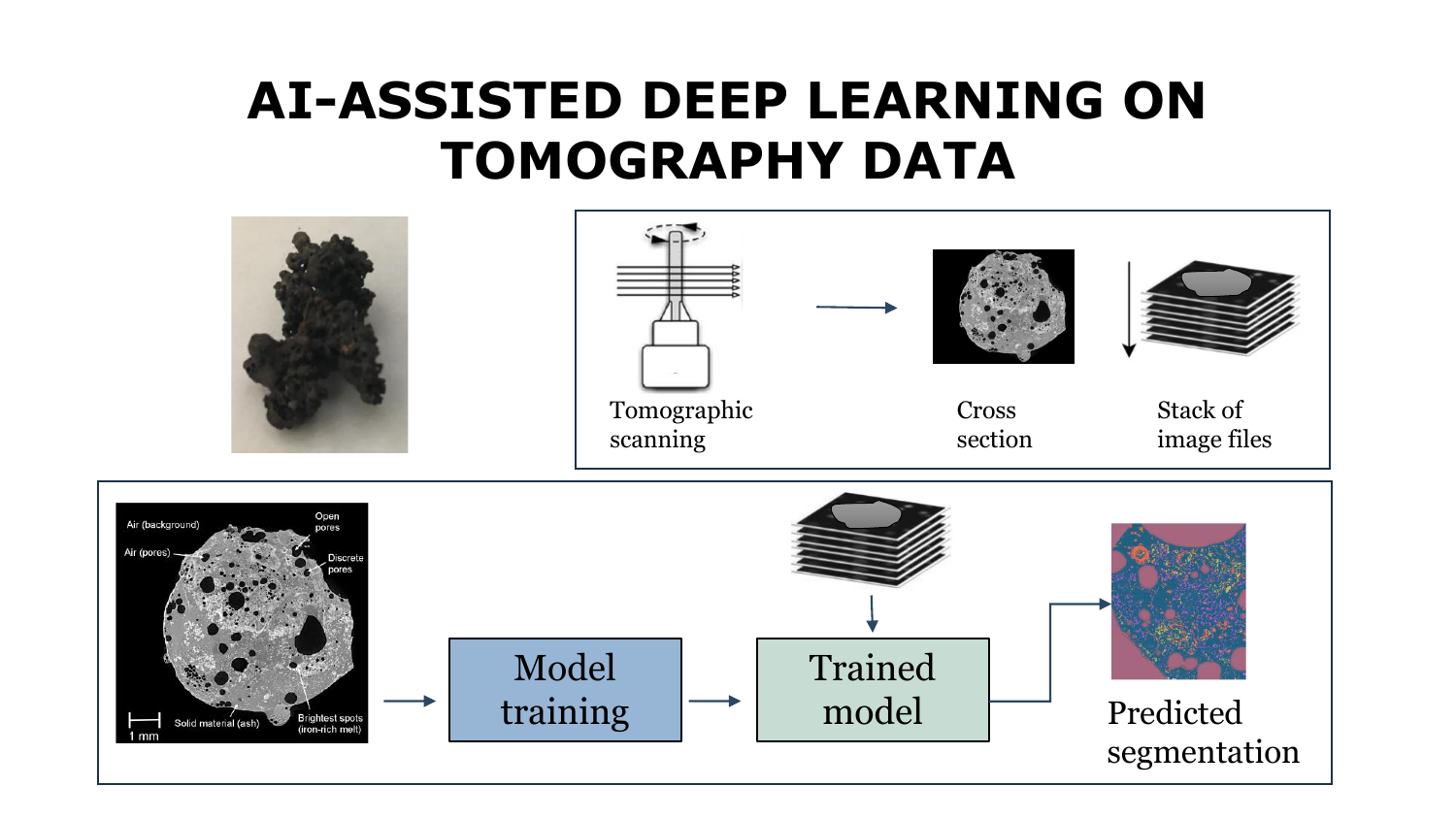# AI-ASSISTED DEEP LEARNING ON TOMOGRAPHY DATA

Tomographic scanning

Cross section

Stack of image files

Air (background)

Air (pores)

Open pores

Discrete pores

Solid material (ash)

Brightest spots (iron-rich melt)

1 mm

Model training

Trained model

Predicted segmentation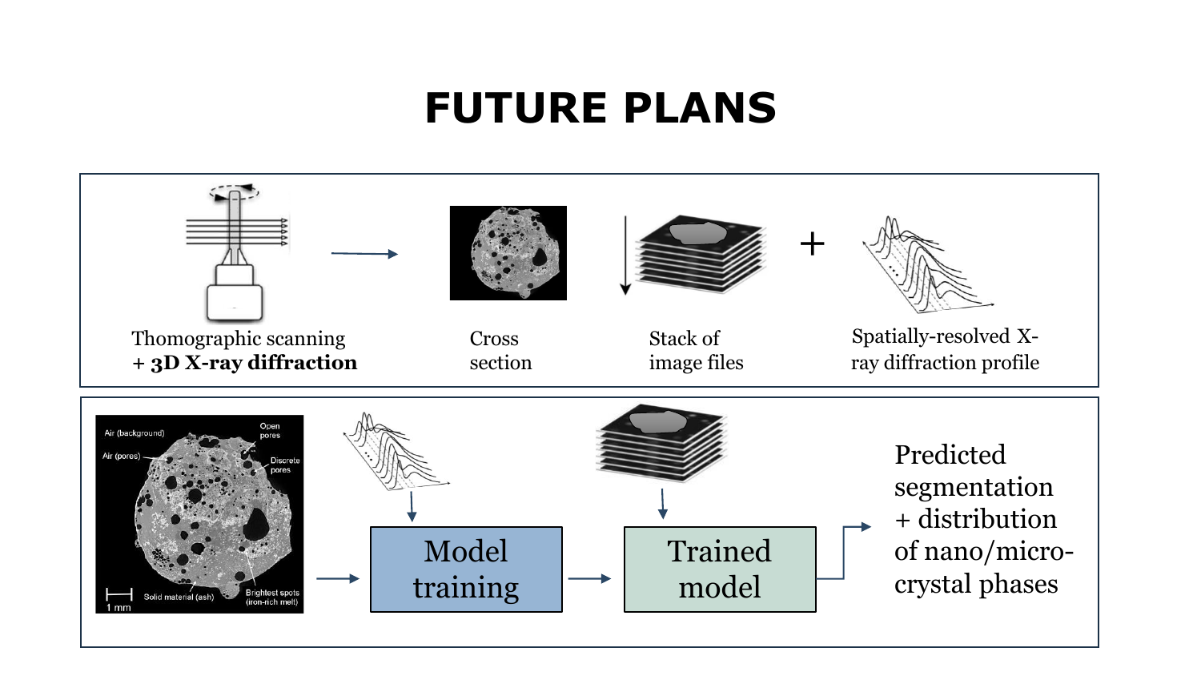# FUTURE PLANS

Thomographic scanning **+ 3D X-ray diffraction** → Cross section → Stack of image files + Spatially-resolved X-ray diffraction profile

Air (background) | Open pores | Air (pores) | Discrete pores | Solid material (ash) | Brightest spots (iron-rich melt) | 1 mm

Model training → Trained model → Predicted segmentation + distribution of nano/micro-crystal phases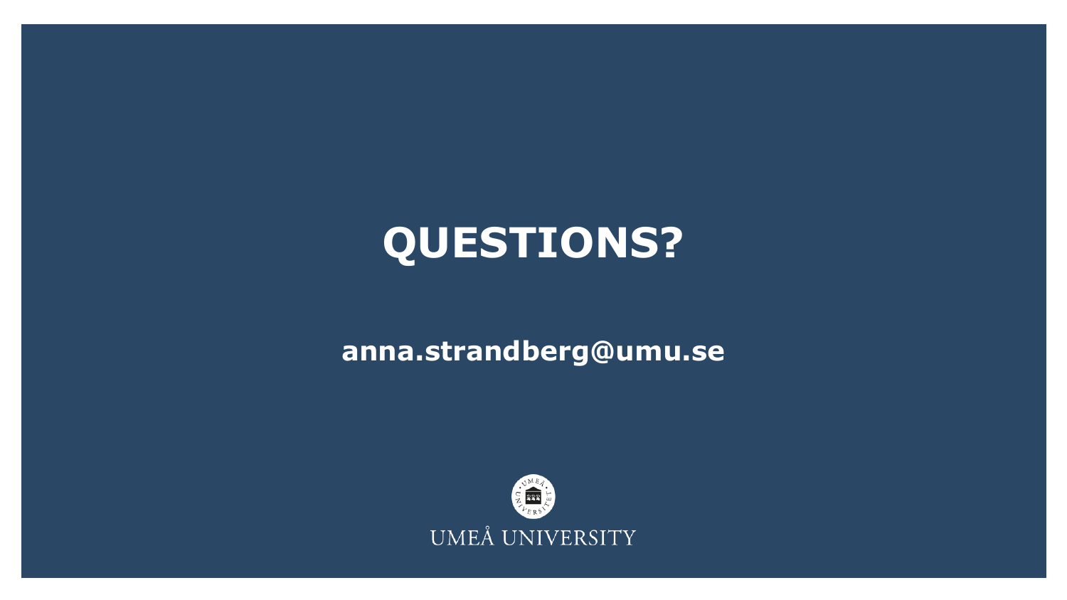# QUESTIONS?

**anna.strandberg@umu.se**

UMEÅ UNIVERSITY